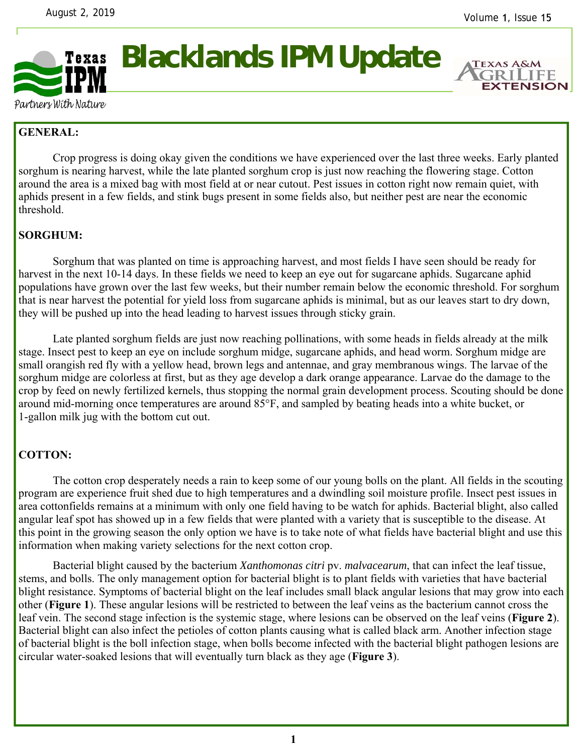# Blacklands IPM Update

Partners With Nature

## GENERAL:

Crop progress is doing okay given the conditions we have experienced over the last three weeks. Early planted sorghum is nearing harvest, while the late planted sorghum crop is just now reaching the flowering stage. Cotton around the area is a mixed bag with most field at or near cutout. Pest issues in cotton right now remain quiet, with aphids present in a few fields, and stink bugs present in some fields also, but neither pest are near the economic threshold.

## SORGHUM:

Sorghum that was planted on time is approaching harvest, and most fields I have seen should be ready for harvest in the next 10-14 days. In these fields we need to keep an eye out for sugarcane aphids. Sugarcane aphid populations have grown over the last few weeks, but their number remain below the economic threshold. For sorghum that is near harvest the potential for yield loss from sugarcane aphids is minimal, but as our leaves start to dry down, they will be pushed up into the head leading to harvest issues through sticky grain.

Late planted sorghum fields are just now reaching pollinations, with some heads in fields already at the milk stage. Insect pest to keep an eye on include sorghum midge, sugarcane aphids, and head worm. Sorghum midge are small orangish red fly with a yellow head, brown legs and antennae, and gray membranous wings. The larvae of the sorghum midge are colorless at first, but as they age develop a dark orange appearance. Larvae do the damage to the crop by feed on newly fertilized kernels, thus stopping the normal grain development process. Scouting should be done around mid-morning once temperatures are around 85°F, and sampled by beating heads into a white bucket, or 1-gallon milk jug with the bottom cut out.

## COTTON:

The cotton crop desperately needs a rain to keep some of our young bolls on the plant. All fields in the scouting program are experience fruit shed due to high temperatures and a dwindling soil moisture profile. Insect pest issues in area cottonfields remains at a minimum with only one field having to be watch for aphids. Bacterial blight, also called angular leaf spot has showed up in a few fields that were planted with a variety that is susceptible to the disease. At this point in the growing season the only option we have is to take note of what fields have bacterial blight and use this information when making variety selections for the next cotton crop.

Bacterial blight caused by the bacterium *Xanthomonas citri* pv. *malvacearum*, that can infect the leaf tissue, stems, and bolls. The only management option for bacterial blight is to plant fields with varieties that have bacterial blight resistance. Symptoms of bacterial blight on the leaf includes small black angular lesions that may grow into each other (**Figure 1**). These angular lesions will be restricted to between the leaf veins as the bacterium cannot cross the leaf vein. The second stage infection is the systemic stage, where lesions can be observed on the leaf veins (**Figure 2**). Bacterial blight can also infect the petioles of cotton plants causing what is called black arm. Another infection stage of bacterial blight is the boll infection stage, when bolls become infected with the bacterial blight pathogen lesions are circular water-soaked lesions that will eventually turn black as they age (**Figure 3**).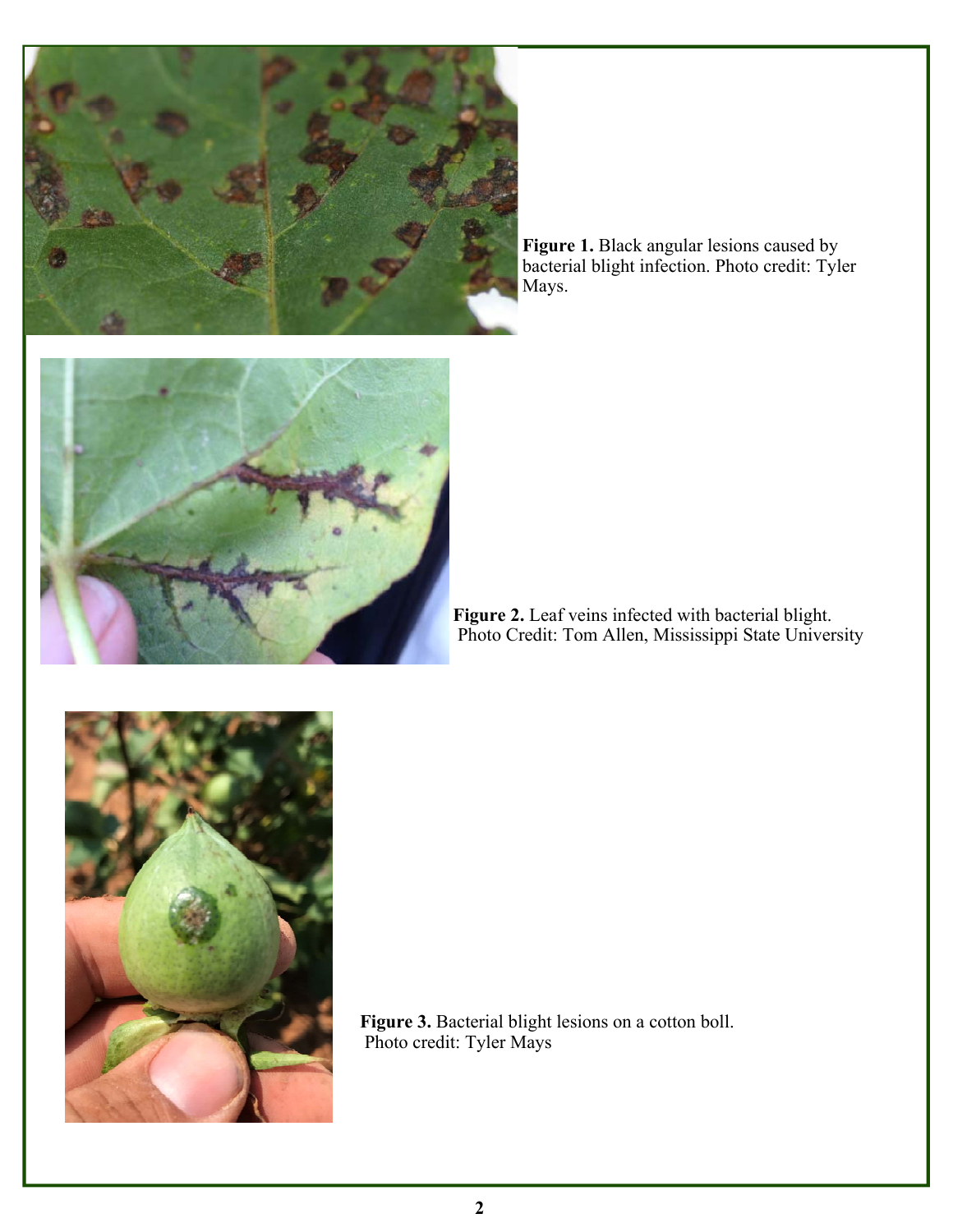**Figure 1.** Black angular lesions caused by bacterial blight infection. Photo credit: Tyler Mays.

**Figure 2.** Leaf veins infected with bacterial blight. Photo Credit: Tom Allen, Mississippi State University

**Figure 3.** Bacterial blight lesions on a cotton boll. Photo credit: Tyler Mays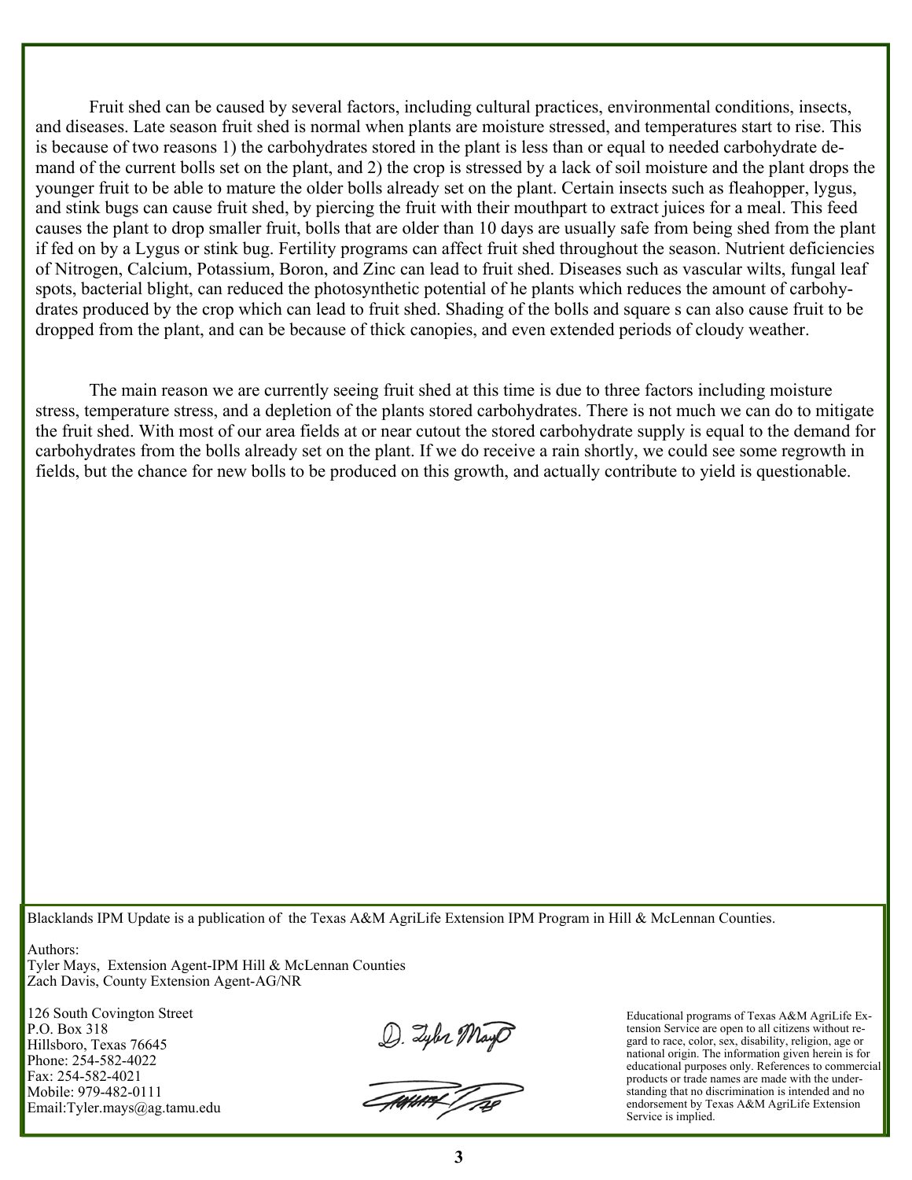Fruit shed can be caused by several factors, including cultural practices, environmental conditions, insects, and diseases. Late season fruit shed is normal when plants are moisture stressed, and temperatures start to rise. This is because of two reasons 1) the carbohydrates stored in the plant is less than or equal to needed carbohydrate demand of the current bolls set on the plant, and 2) the crop is stressed by a lack of soil moisture and the plant drops the younger fruit to be able to mature the older bolls already set on the plant. Certain insects such as fleahopper, lygus, and stink bugs can cause fruit shed, by piercing the fruit with their mouthpart to extract juices for a meal. This feed causes the plant to drop smaller fruit, bolls that are older than 10 days are usually safe from being shed from the plant if fed on by a Lygus or stink bug. Fertility programs can affect fruit shed throughout the season. Nutrient deficiencies of Nitrogen, Calcium, Potassium, Boron, and Zinc can lead to fruit shed. Diseases such as vascular wilts, fungal leaf spots, bacterial blight, can reduced the photosynthetic potential of he plants which reduces the amount of carbohydrates produced by the crop which can lead to fruit shed. Shading of the bolls and square s can also cause fruit to be dropped from the plant, and can be because of thick canopies, and even extended periods of cloudy weather.

The main reason we are currently seeing fruit shed at this time is due to three factors including moisture stress, temperature stress, and a depletion of the plants stored carbohydrates. There is not much we can do to mitigate the fruit shed. With most of our area fields at or near cutout the stored carbohydrate supply is equal to the demand for carbohydrates from the bolls already set on the plant. If we do receive a rain shortly, we could see some regrowth in fields, but the chance for new bolls to be produced on this growth, and actually contribute to yield is questionable.

Blacklands IPM Update is a publication of the Texas A&M AgriLife Extension IPM Program in Hill & McLennan Counties.

Authors:
Tyler Mays, Extension Agent-IPM Hill & McLennan Counties
Zach Davis, County Extension Agent-AG/NR

126 South Covington Street
P.O. Box 318
Hillsboro, Texas 76645
Phone: 254-582-4022
Fax: 254-582-4021
Mobile: 979-482-0111
Email:Tyler.mays@ag.tamu.edu

Educational programs of Texas A&M AgriLife Extension Service are open to all citizens without regard to race, color, sex, disability, religion, age or national origin. The information given herein is for educational purposes only. References to commercial products or trade names are made with the understanding that no discrimination is intended and no endorsement by Texas A&M AgriLife Extension Service is implied.